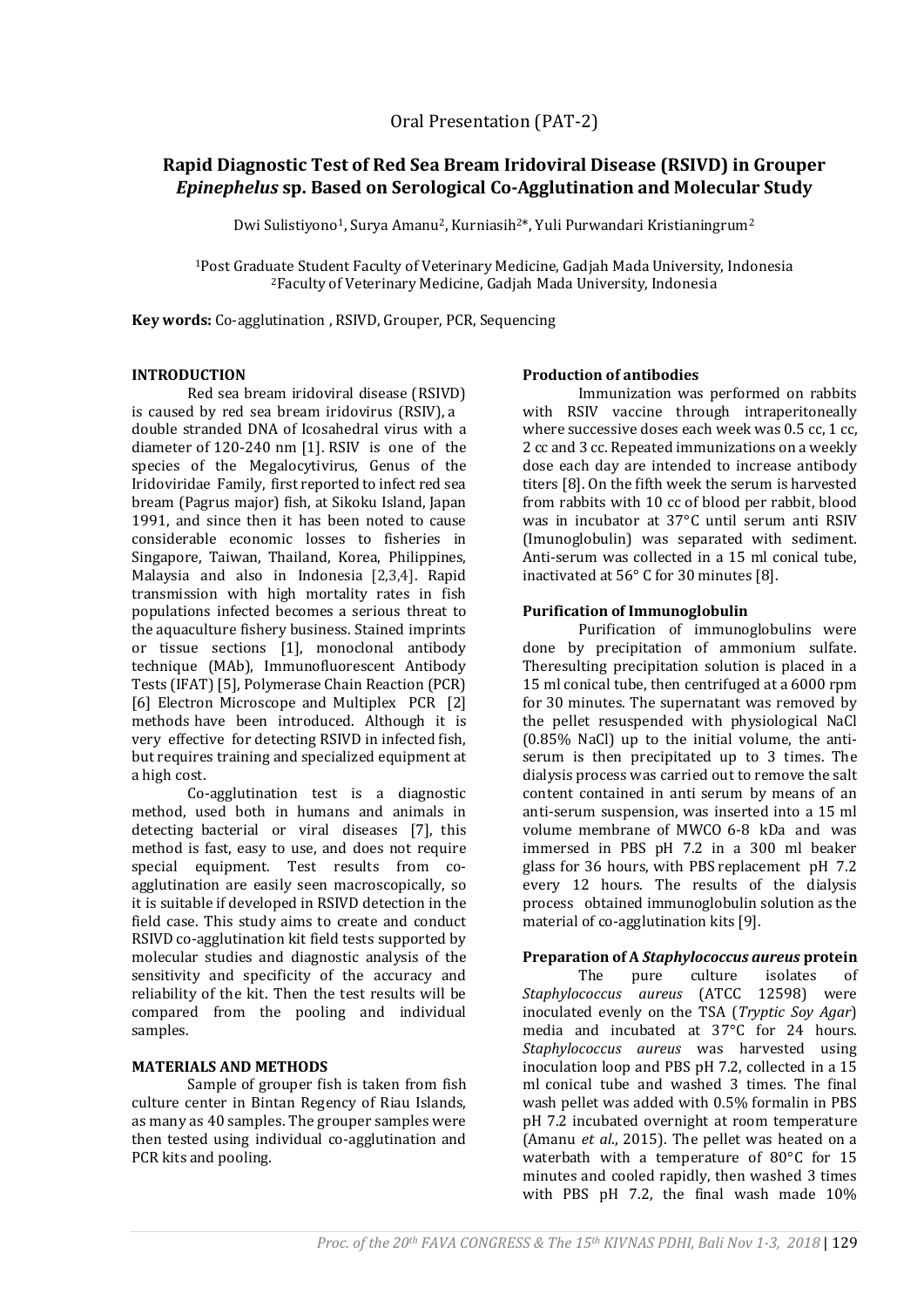Oral Presentation (PAT-2)

# Rapid Diagnostic Test of Red Sea Bream Iridoviral Disease (RSIVD) in Grouper *Epinephelus* sp. Based on Serological Co-Agglutination and Molecular Study

Dwi Sulistiyono[1], Surya Amanu[2], Kurniasih[2]*, Yuli Purwandari Kristianingrum[2]

[1]Post Graduate Student Faculty of Veterinary Medicine, Gadjah Mada University, Indonesia
[2]Faculty of Veterinary Medicine, Gadjah Mada University, Indonesia

**Key words:** Co-agglutination , RSIVD, Grouper, PCR, Sequencing

## INTRODUCTION

Red sea bream iridoviral disease (RSIVD) is caused by red sea bream iridovirus (RSIV), a double stranded DNA of Icosahedral virus with a diameter of 120-240 nm [1]. RSIV is one of the species of the Megalocytivirus, Genus of the Iridoviridae Family, first reported to infect red sea bream (Pagrus major) fish, at Sikoku Island, Japan 1991, and since then it has been noted to cause considerable economic losses to fisheries in Singapore, Taiwan, Thailand, Korea, Philippines, Malaysia and also in Indonesia [2,3,4]. Rapid transmission with high mortality rates in fish populations infected becomes a serious threat to the aquaculture fishery business. Stained imprints or tissue sections [1], monoclonal antibody technique (MAb), Immunofluorescent Antibody Tests (IFAT) [5], Polymerase Chain Reaction (PCR) [6] Electron Microscope and Multiplex PCR [2] methods have been introduced. Although it is very effective for detecting RSIVD in infected fish, but requires training and specialized equipment at a high cost.

Co-agglutination test is a diagnostic method, used both in humans and animals in detecting bacterial or viral diseases [7], this method is fast, easy to use, and does not require special equipment. Test results from co-agglutination are easily seen macroscopically, so it is suitable if developed in RSIVD detection in the field case. This study aims to create and conduct RSIVD co-agglutination kit field tests supported by molecular studies and diagnostic analysis of the sensitivity and specificity of the accuracy and reliability of the kit. Then the test results will be compared from the pooling and individual samples.

## MATERIALS AND METHODS

Sample of grouper fish is taken from fish culture center in Bintan Regency of Riau Islands, as many as 40 samples. The grouper samples were then tested using individual co-agglutination and PCR kits and pooling.

### Production of antibodies

Immunization was performed on rabbits with RSIV vaccine through intraperitoneally where successive doses each week was 0.5 cc, 1 cc, 2 cc and 3 cc. Repeated immunizations on a weekly dose each day are intended to increase antibody titers [8]. On the fifth week the serum is harvested from rabbits with 10 cc of blood per rabbit, blood was in incubator at 37°C until serum anti RSIV (Imunoglobulin) was separated with sediment. Anti-serum was collected in a 15 ml conical tube, inactivated at 56° C for 30 minutes [8].

### Purification of Immunoglobulin

Purification of immunoglobulins were done by precipitation of ammonium sulfate. Theresulting precipitation solution is placed in a 15 ml conical tube, then centrifuged at a 6000 rpm for 30 minutes. The supernatant was removed by the pellet resuspended with physiological NaCl (0.85% NaCl) up to the initial volume, the anti-serum is then precipitated up to 3 times. The dialysis process was carried out to remove the salt content contained in anti serum by means of an anti-serum suspension, was inserted into a 15 ml volume membrane of MWCO 6-8 kDa and was immersed in PBS pH 7.2 in a 300 ml beaker glass for 36 hours, with PBS replacement pH 7.2 every 12 hours. The results of the dialysis process obtained immunoglobulin solution as the material of co-agglutination kits [9].

### Preparation of A *Staphylococcus aureus* protein

The pure culture isolates of *Staphylococcus aureus* (ATCC 12598) were inoculated evenly on the TSA (*Tryptic Soy Agar*) media and incubated at 37°C for 24 hours. *Staphylococcus aureus* was harvested using inoculation loop and PBS pH 7.2, collected in a 15 ml conical tube and washed 3 times. The final wash pellet was added with 0.5% formalin in PBS pH 7.2 incubated overnight at room temperature (Amanu *et al*., 2015). The pellet was heated on a waterbath with a temperature of 80°C for 15 minutes and cooled rapidly, then washed 3 times with PBS pH 7.2, the final wash made 10%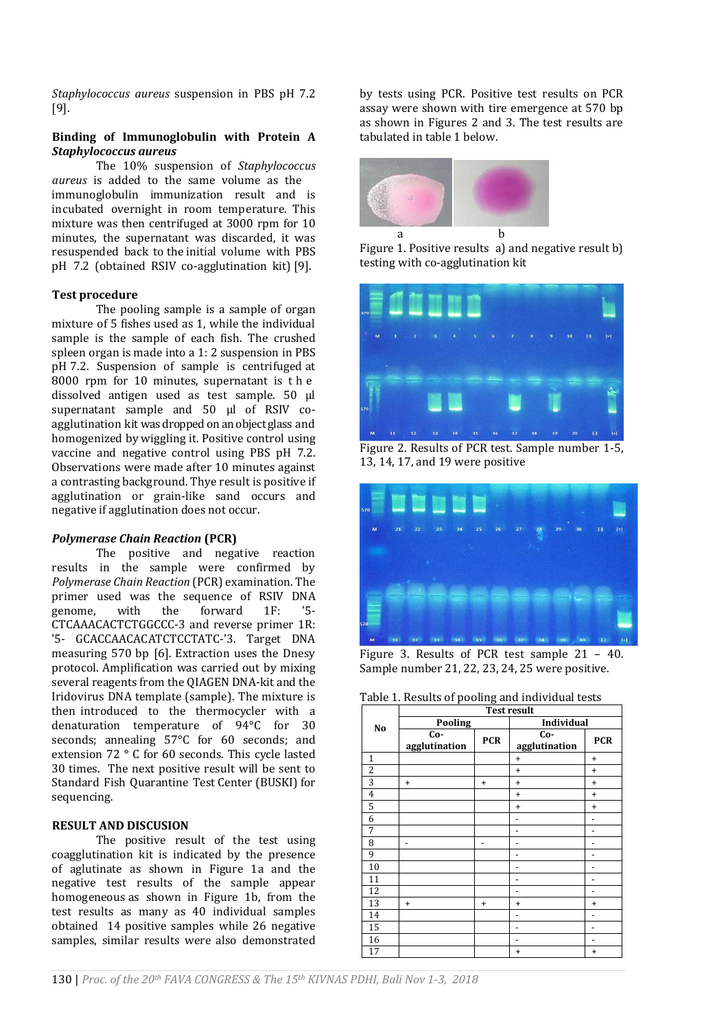*Staphylococcus aureus* suspension in PBS pH 7.2 [9].

### Binding of Immunoglobulin with Protein A *Staphylococcus aureus*

The 10% suspension of *Staphylococcus aureus* is added to the same volume as the immunoglobulin immunization result and is incubated overnight in room temperature. This mixture was then centrifuged at 3000 rpm for 10 minutes, the supernatant was discarded, it was resuspended back to the initial volume with PBS pH 7.2 (obtained RSIV co-agglutination kit) [9].

### Test procedure

The pooling sample is a sample of organ mixture of 5 fishes used as 1, while the individual sample is the sample of each fish. The crushed spleen organ is made into a 1: 2 suspension in PBS pH 7.2. Suspension of sample is centrifuged at 8000 rpm for 10 minutes, supernatant is the dissolved antigen used as test sample. 50 µl supernatant sample and 50 µl of RSIV co-agglutination kit was dropped on an object glass and homogenized by wiggling it. Positive control using vaccine and negative control using PBS pH 7.2. Observations were made after 10 minutes against a contrasting background. Thye result is positive if agglutination or grain-like sand occurs and negative if agglutination does not occur.

### *Polymerase Chain Reaction* (PCR)

The positive and negative reaction results in the sample were confirmed by *Polymerase Chain Reaction* (PCR) examination. The primer used was the sequence of RSIV DNA genome, with the forward 1F: '5-CTCAAACACTCTGGCCC-3 and reverse primer 1R: '5- GCACCAACACATCTCCTATC-'3. Target DNA measuring 570 bp [6]. Extraction uses the Dnesy protocol. Amplification was carried out by mixing several reagents from the QIAGEN DNA-kit and the Iridovirus DNA template (sample). The mixture is then introduced to the thermocycler with a denaturation temperature of 94°C for 30 seconds; annealing 57°C for 60 seconds; and extension 72 ° C for 60 seconds. This cycle lasted 30 times. The next positive result will be sent to Standard Fish Quarantine Test Center (BUSKI) for sequencing.

## RESULT AND DISCUSION

The positive result of the test using coagglutination kit is indicated by the presence of aglutinate as shown in Figure 1a and the negative test results of the sample appear homogeneous as shown in Figure 1b, from the test results as many as 40 individual samples obtained 14 positive samples while 26 negative samples, similar results were also demonstrated by tests using PCR. Positive test results on PCR assay were shown with tire emergence at 570 bp as shown in Figures 2 and 3. The test results are tabulated in table 1 below.

a b

Figure 1. Positive results a) and negative result b) testing with co-agglutination kit

570
M 1 2 3 4 5 6 7 8 9 10 (-) (+)
570
M 11 12 13 14 15 16 17 18 19 20 (-) (+)

Figure 2. Results of PCR test. Sample number 1-5, 13, 14, 17, and 19 were positive

570
M 21 22 23 24 25 26 27 28 29 30 (-) (+)
570
M 31 32 33 34 35 36 37 38 39 40 (-) (+)

Figure 3. Results of PCR test sample 21 – 40. Sample number 21, 22, 23, 24, 25 were positive.

Table 1. Results of pooling and individual tests

| No | Test result | | | |
|---|---|---|---|---|
| | Pooling | | Individual | |
| | Co-agglutination | PCR | Co-agglutination | PCR |
| 1 | | | + | + |
| 2 | | | + | + |
| 3 | + | + | + | + |
| 4 | | | + | + |
| 5 | | | + | + |
| 6 | | | - | - |
| 7 | | | - | - |
| 8 | - | - | - | - |
| 9 | | | - | - |
| 10 | | | - | - |
| 11 | | | - | - |
| 12 | | | - | - |
| 13 | + | + | + | + |
| 14 | | | - | - |
| 15 | | | - | - |
| 16 | | | - | - |
| 17 | | | + | + |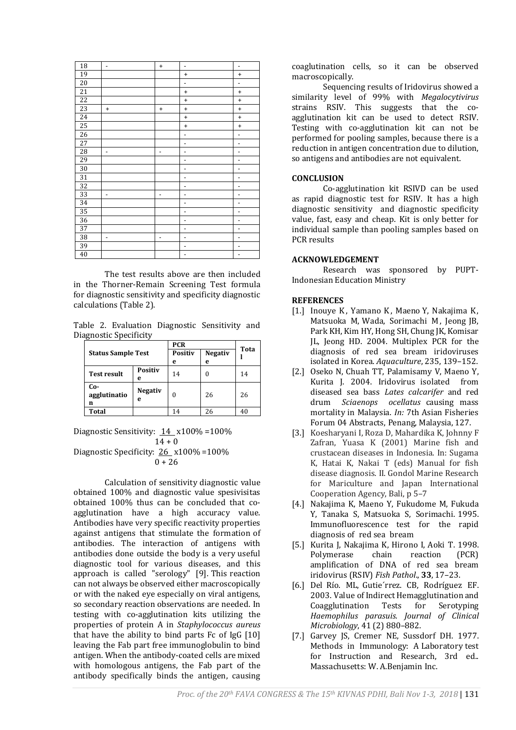| | | | | |
|---|---|---|---|---|
| 18 | - | + | - | - |
| 19 | | | + | + |
| 20 | | | - | - |
| 21 | | | + | + |
| 22 | | | + | + |
| 23 | + | + | + | + |
| 24 | | | + | + |
| 25 | | | + | + |
| 26 | | | - | - |
| 27 | | | - | - |
| 28 | - | - | - | - |
| 29 | | | - | - |
| 30 | | | - | - |
| 31 | | | - | - |
| 32 | | | - | - |
| 33 | - | - | - | - |
| 34 | | | - | - |
| 35 | | | - | - |
| 36 | | | - | - |
| 37 | | | - | - |
| 38 | - | - | - | - |
| 39 | | | - | - |
| 40 | | | - | - |

The test results above are then included in the Thorner-Remain Screening Test formula for diagnostic sensitivity and specificity diagnostic calculations (Table 2).

Table 2. Evaluation Diagnostic Sensitivity and Diagnostic Specificity

| Status Sample Test | | PCR | | Total |
|---|---|---|---|---|
| | | Positive | Negative | |
| Test result | Positive | 14 | 0 | 14 |
| Co-agglutination | Negative | 0 | 26 | 26 |
| Total | | 14 | 26 | 40 |

Diagnostic Sensitivity: $\frac{14}{14+0} \times 100\% = 100\%$

Diagnostic Specificity: $\frac{26}{0+26} \times 100\% = 100\%$

Calculation of sensitivity diagnostic value obtained 100% and diagnostic value spesivisitas obtained 100% thus can be concluded that co-agglutination have a high accuracy value. Antibodies have very specific reactivity properties against antigens that stimulate the formation of antibodies. The interaction of antigens with antibodies done outside the body is a very useful diagnostic tool for various diseases, and this approach is called "serology" [9]. This reaction can not always be observed either macroscopically or with the naked eye especially on viral antigens, so secondary reaction observations are needed. In testing with co-agglutination kits utilizing the properties of protein A in *Staphylococcus aureus* that have the ability to bind parts Fc of IgG [10] leaving the Fab part free immunoglobulin to bind antigen. When the antibody-coated cells are mixed with homologous antigens, the Fab part of the antibody specifically binds the antigen, causing coaglutination cells, so it can be observed macroscopically.

Sequencing results of Iridovirus showed a similarity level of 99% with *Megalocytivirus* strains RSIV. This suggests that the co-agglutination kit can be used to detect RSIV. Testing with co-agglutination kit can not be performed for pooling samples, because there is a reduction in antigen concentration due to dilution, so antigens and antibodies are not equivalent.

## CONCLUSION

Co-agglutination kit RSIVD can be used as rapid diagnostic test for RSIV. It has a high diagnostic sensitivity and diagnostic specificity value, fast, easy and cheap. Kit is only better for individual sample than pooling samples based on PCR results

## ACKNOWLEDGEMENT

Research was sponsored by PUPT-Indonesian Education Ministry

## REFERENCES

[1.] Inouye K, Yamano K, Maeno Y, Nakajima K, Matsuoka M, Wada, Sorimachi M, Jeong JB, Park KH, Kim HY, Hong SH, Chung JK, Komisar JL, Jeong HD. 2004. Multiplex PCR for the diagnosis of red sea bream iridoviruses isolated in Korea. *Aquaculture*, 235, 139–152.

[2.] Oseko N, Chuah TT, Palamisamy V, Maeno Y, Kurita J. 2004. Iridovirus isolated from diseased sea bass *Lates calcarifer* and red drum *Sciaenops ocellatus* causing mass mortality in Malaysia. *In:* 7th Asian Fisheries Forum 04 Abstracts, Penang, Malaysia, 127.

[3.] Koesharyani I, Roza D, Mahardika K, Johnny F Zafran, Yuasa K (2001) Marine fish and crustacean diseases in Indonesia. In: Sugama K, Hatai K, Nakai T (eds) Manual for fish disease diagnosis. II. Gondol Marine Research for Mariculture and Japan International Cooperation Agency, Bali, p 5–7

[4.] Nakajima K, Maeno Y, Fukudome M, Fukuda Y, Tanaka S, Matsuoka S, Sorimachi. 1995. Immunofluorescence test for the rapid diagnosis of red sea bream

[5.] Kurita J, Nakajima K, Hirono I, Aoki T. 1998. Polymerase chain reaction (PCR) amplification of DNA of red sea bream iridovirus (RSIV) *Fish Pathol*., **33**, 17–23.

[6.] Del Río. ML, Gutie´rrez. CB, Rodríguez EF. 2003. Value of Indirect Hemagglutination and Coagglutination Tests for Serotyping *Haemophilus parasuis. Journal of Clinical Microbiology*, 41 (2) 880–882.

[7.] Garvey JS, Cremer NE, Sussdorf DH. 1977. Methods in Immunology: A Laboratory test for Instruction and Research, 3rd ed.. Massachusetts: W. A.Benjamin Inc.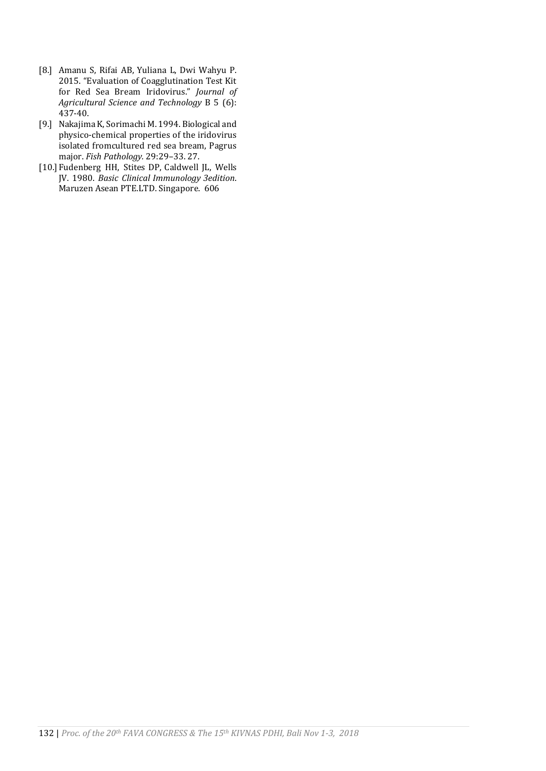[8.] Amanu S, Rifai AB, Yuliana L, Dwi Wahyu P. 2015. "Evaluation of Coagglutination Test Kit for Red Sea Bream Iridovirus." *Journal of Agricultural Science and Technology* B 5 (6): 437-40.

[9.] Nakajima K, Sorimachi M. 1994. Biological and physico-chemical properties of the iridovirus isolated fromcultured red sea bream, Pagrus major. *Fish Pathology.* 29:29–33. 27.

[10.] Fudenberg HH, Stites DP, Caldwell JL, Wells JV. 1980. *Basic Clinical Immunology 3edition*. Maruzen Asean PTE.LTD. Singapore. 606